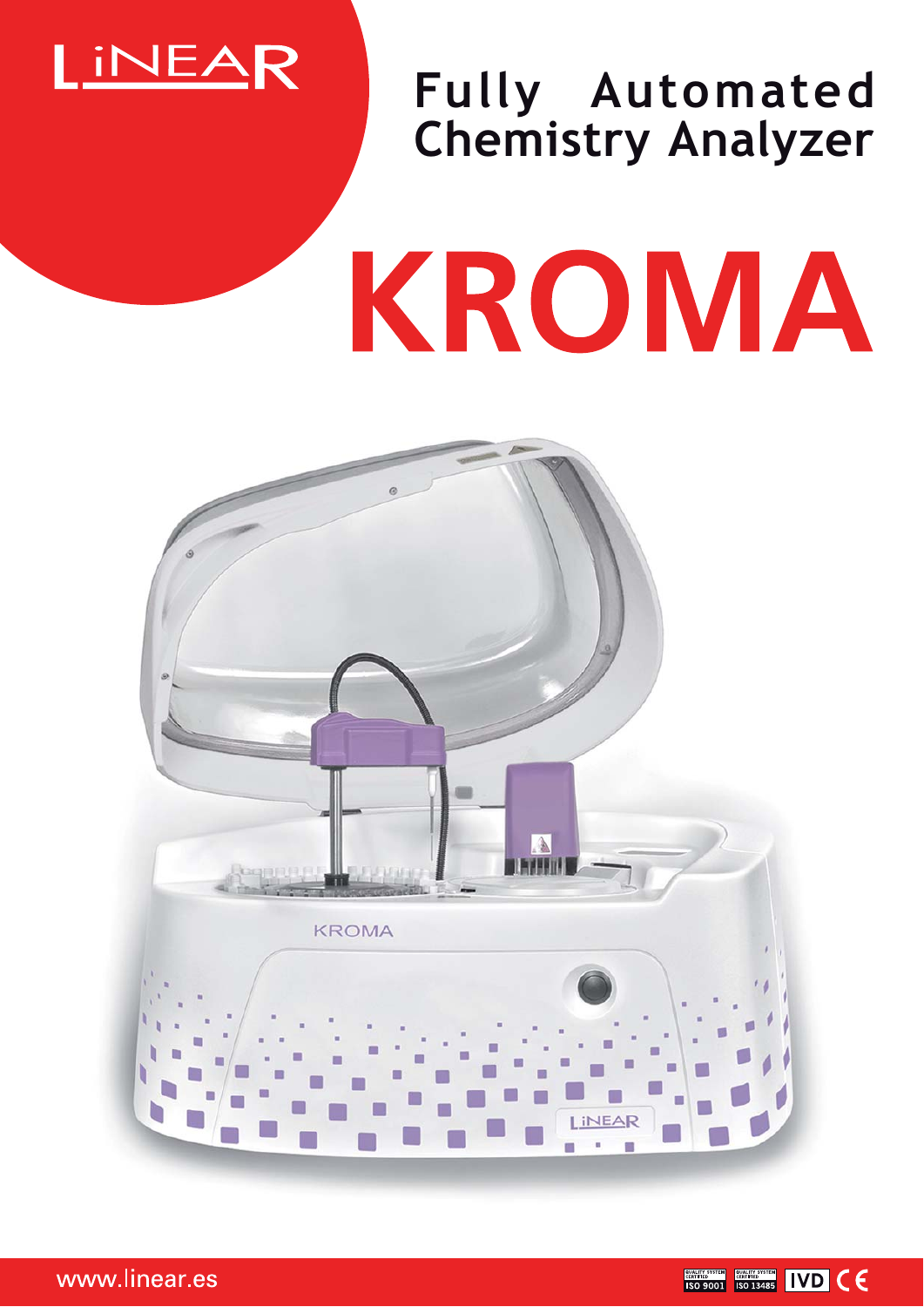LiNEAR

# Fully Automated Chemistry Analyzer

# KROMA

www.linear.es

ISO 9001 ISO 13485 IVD CE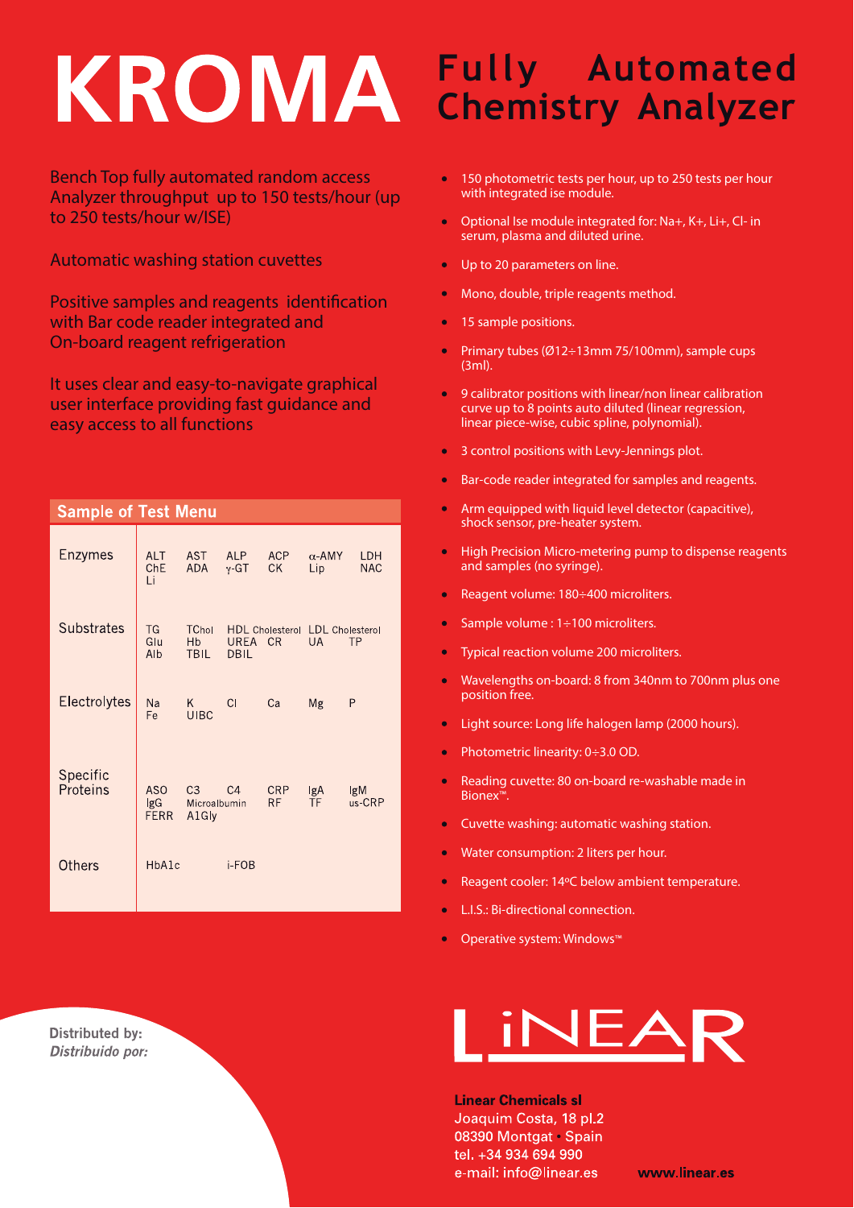# KROMA Fully Automated Chemistry Analyzer

Bench Top fully automated random access Analyzer throughput up to 150 tests/hour (up to 250 tests/hour w/ISE)

Automatic washing station cuvettes

Positive samples and reagents identification with Bar code reader integrated and On-board reagent refrigeration

It uses clear and easy-to-navigate graphical user interface providing fast guidance and easy access to all functions

## Sample of Test Menu

| | | | | | | |
|---|---|---|---|---|---|---|
| Enzymes | ALT<br>ChE<br>Li | AST<br>ADA | ALP<br>γ-GT | ACP<br>CK | α-AMY<br>Lip | LDH<br>NAC |
| Substrates | TG<br>Glu<br>Alb | TChol<br>Hb<br>TBIL | HDL Cholesterol<br>UREA<br>DBIL | CR | LDL Cholesterol<br>UA | TP |
| Electrolytes | Na<br>Fe | K<br>UIBC | Cl | Ca | Mg | P |
| Specific Proteins | ASO<br>IgG<br>FERR | C3<br>Microalbumin<br>A1Gly | C4 | CRP<br>RF | IgA<br>TF | IgM<br>us-CRP |
| Others | HbA1c | | i-FOB | | | |

- 150 photometric tests per hour, up to 250 tests per hour with integrated ise module.
- Optional Ise module integrated for: Na+, K+, Li+, Cl- in serum, plasma and diluted urine.
- Up to 20 parameters on line.
- Mono, double, triple reagents method.
- 15 sample positions.
- Primary tubes (Ø12÷13mm 75/100mm), sample cups (3ml).
- 9 calibrator positions with linear/non linear calibration curve up to 8 points auto diluted (linear regression, linear piece-wise, cubic spline, polynomial).
- 3 control positions with Levy-Jennings plot.
- Bar-code reader integrated for samples and reagents.
- Arm equipped with liquid level detector (capacitive), shock sensor, pre-heater system.
- High Precision Micro-metering pump to dispense reagents and samples (no syringe).
- Reagent volume: 180÷400 microliters.
- Sample volume : 1÷100 microliters.
- Typical reaction volume 200 microliters.
- Wavelengths on-board: 8 from 340nm to 700nm plus one position free.
- Light source: Long life halogen lamp (2000 hours).
- Photometric linearity: 0÷3.0 OD.
- Reading cuvette: 80 on-board re-washable made in Bionex™.
- Cuvette washing: automatic washing station.
- Water consumption: 2 liters per hour.
- Reagent cooler: 14ºC below ambient temperature.
- L.I.S.: Bi-directional connection.
- Operative system: Windows™

**Distributed by:**
***Distribuido por:***

LiNEAR

**Linear Chemicals sl**
Joaquim Costa, 18 pl.2
08390 Montgat • Spain
tel. +34 934 694 990
e-mail: info@linear.es

**www.linear.es**